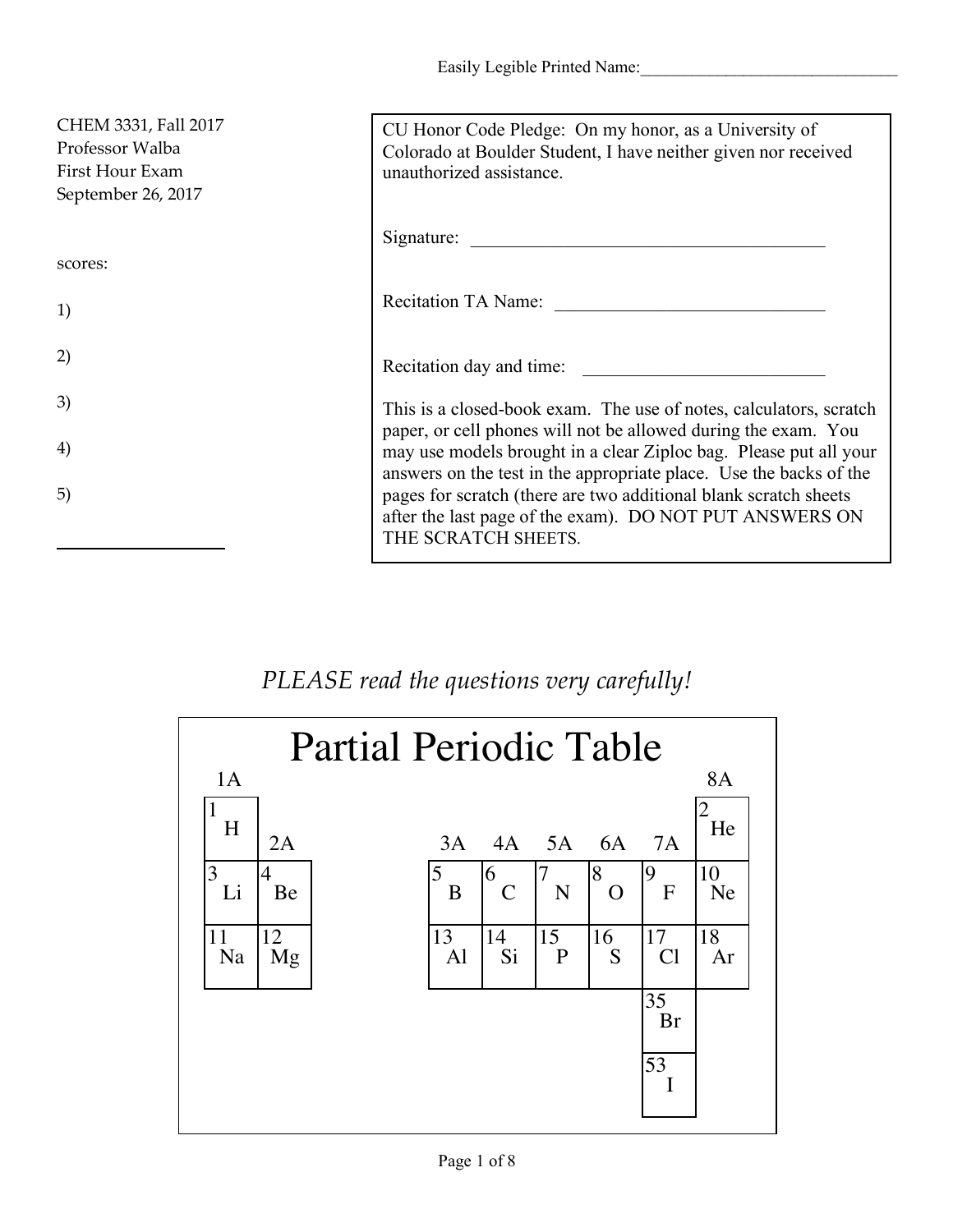Easily Legible Printed Name:_______________________________

CHEM 3331, Fall 2017
Professor Walba
First Hour Exam
September 26, 2017

scores:

1)

2)

3)

4)

5)

____________________

CU Honor Code Pledge: On my honor, as a University of Colorado at Boulder Student, I have neither given nor received unauthorized assistance.

Signature: ________________________________________

Recitation TA Name: ______________________________

Recitation day and time: ___________________________

This is a closed-book exam. The use of notes, calculators, scratch paper, or cell phones will not be allowed during the exam. You may use models brought in a clear Ziploc bag. Please put all your answers on the test in the appropriate place. Use the backs of the pages for scratch (there are two additional blank scratch sheets after the last page of the exam). DO NOT PUT ANSWERS ON THE SCRATCH SHEETS.

*PLEASE read the questions very carefully!*

# Partial Periodic Table

| 1A | 2A | 3A | 4A | 5A | 6A | 7A | 8A |
|---|---|---|---|---|---|---|---|
| 1 H | | | | | | | 2 He |
| 3 Li | 4 Be | 5 B | 6 C | 7 N | 8 O | 9 F | 10 Ne |
| 11 Na | 12 Mg | 13 Al | 14 Si | 15 P | 16 S | 17 Cl | 18 Ar |
| | | | | | | 35 Br | |
| | | | | | | 53 I | |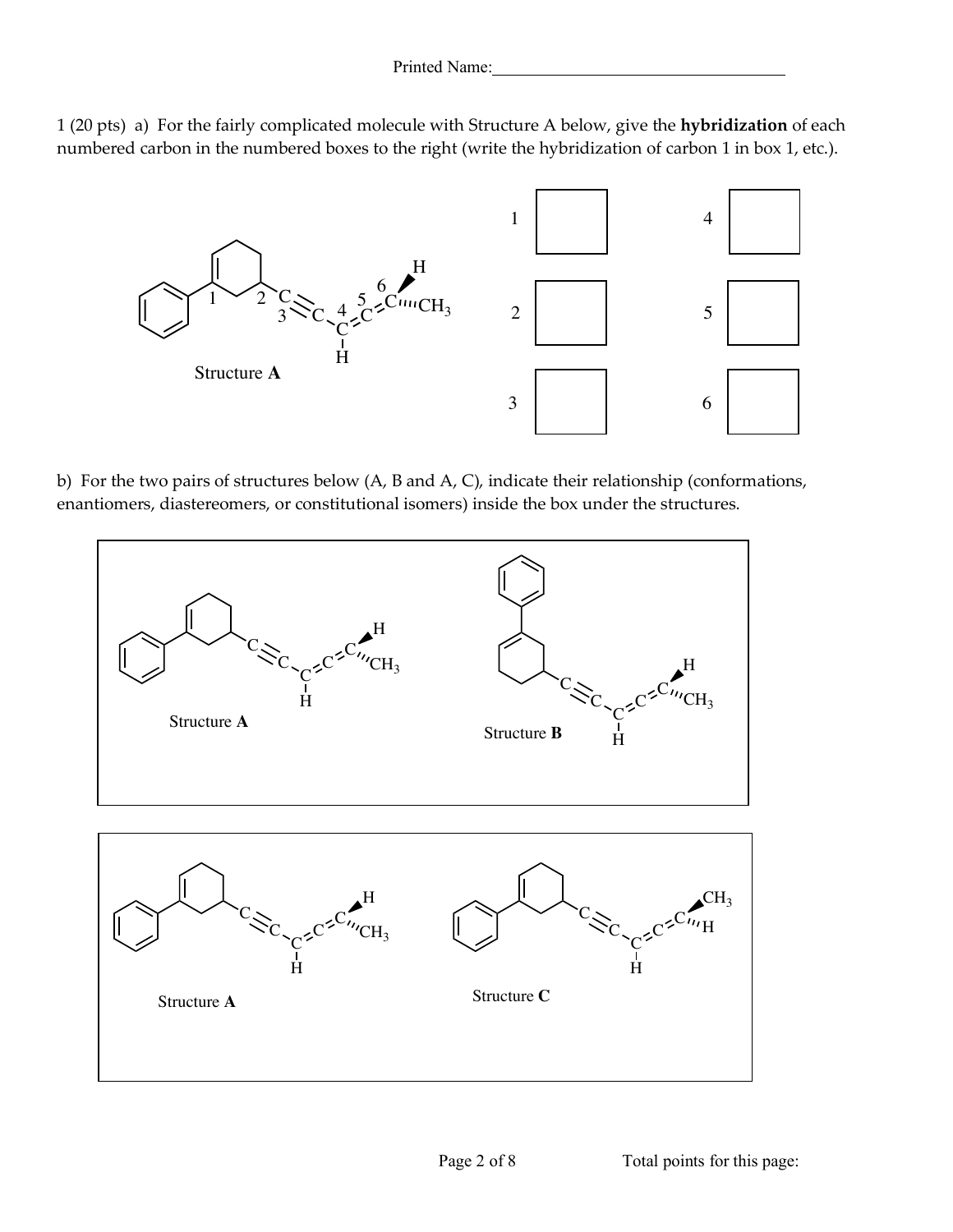Printed Name:___________________________________

1 (20 pts) a) For the fairly complicated molecule with Structure A below, give the **hybridization** of each numbered carbon in the numbered boxes to the right (write the hybridization of carbon 1 in box 1, etc.).

Structure **A**

| | | | |
|---|---|---|---|
| 1 | | 4 | |
| 2 | | 5 | |
| 3 | | 6 | |

b) For the two pairs of structures below (A, B and A, C), indicate their relationship (conformations, enantiomers, diastereomers, or constitutional isomers) inside the box under the structures.

Structure **A** Structure **B**

Structure **A** Structure **C**

Total points for this page: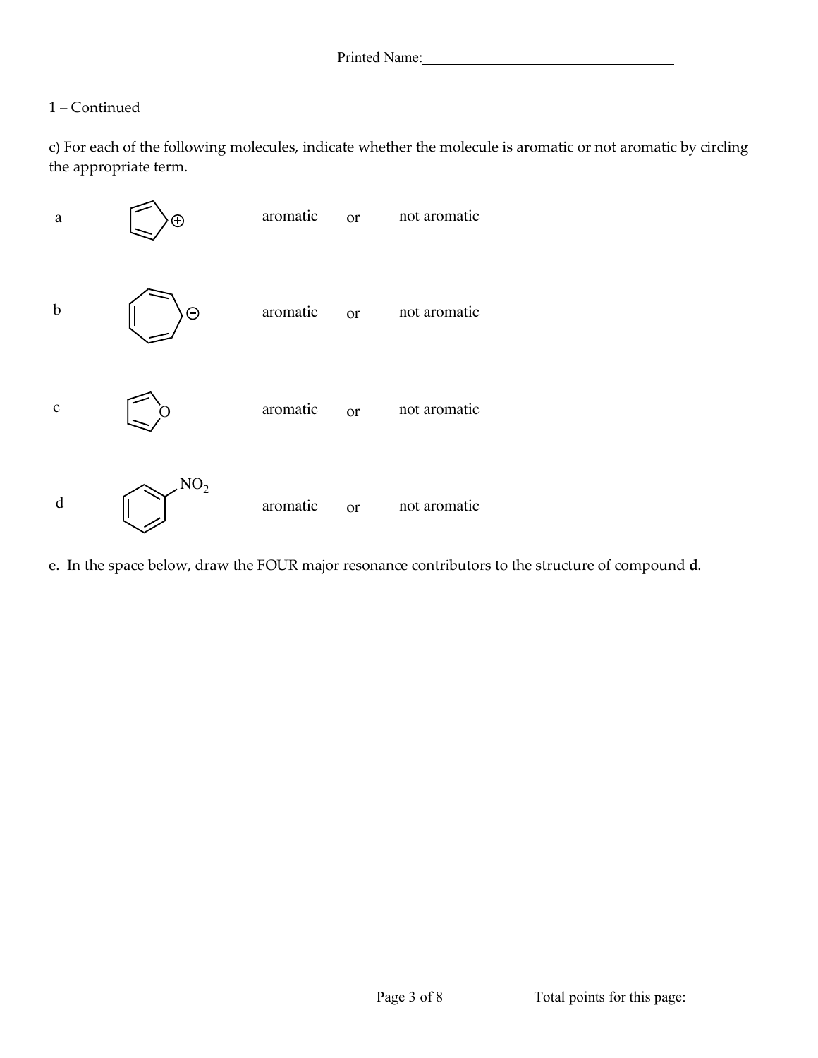Printed Name:

1 – Continued

c) For each of the following molecules, indicate whether the molecule is aromatic or not aromatic by circling the appropriate term.

a &nbsp;&nbsp;&nbsp;&nbsp; aromatic &nbsp;&nbsp; or &nbsp;&nbsp; not aromatic

b &nbsp;&nbsp;&nbsp;&nbsp; aromatic &nbsp;&nbsp; or &nbsp;&nbsp; not aromatic

c &nbsp;&nbsp;&nbsp;&nbsp; aromatic &nbsp;&nbsp; or &nbsp;&nbsp; not aromatic

d &nbsp;&nbsp; $NO_2$ &nbsp;&nbsp; aromatic &nbsp;&nbsp; or &nbsp;&nbsp; not aromatic

e. In the space below, draw the FOUR major resonance contributors to the structure of compound **d**.

Total points for this page: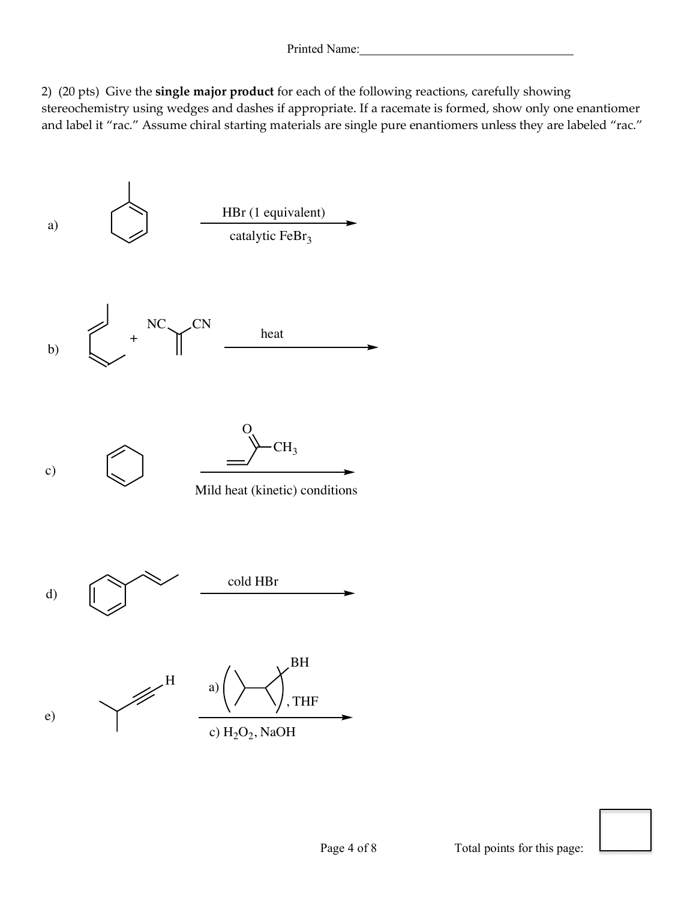Printed Name:\_\_\_\_\_\_\_\_\_\_\_\_\_\_\_\_\_\_\_\_\_\_\_\_\_\_\_\_\_\_\_\_\_\_

2) (20 pts) Give the **single major product** for each of the following reactions, carefully showing stereochemistry using wedges and dashes if appropriate. If a racemate is formed, show only one enantiomer and label it "rac." Assume chiral starting materials are single pure enantiomers unless they are labeled "rac."

a) [1-methyl-1,3-cyclohexadiene] $\xrightarrow[\text{catalytic } FeBr_3]{\text{HBr (1 equivalent)}}$

b) [2,4-hexadiene] + [$CH_2=C(CN)$–CN: NC, CN] $\xrightarrow{\text{heat}}$

c) [1,3-cyclohexadiene] $\xrightarrow[\text{Mild heat (kinetic) conditions}]{CH_2=CH\text{–}C(=O)\text{–}CH_3}$

d) [(E)-1-phenylpropene] $\xrightarrow{\text{cold HBr}}$

e) [3-methyl-1-butyne, terminal H] $\xrightarrow[\text{c) } H_2O_2\text{, NaOH}]{\text{a) (disiamylborane) BH, THF}}$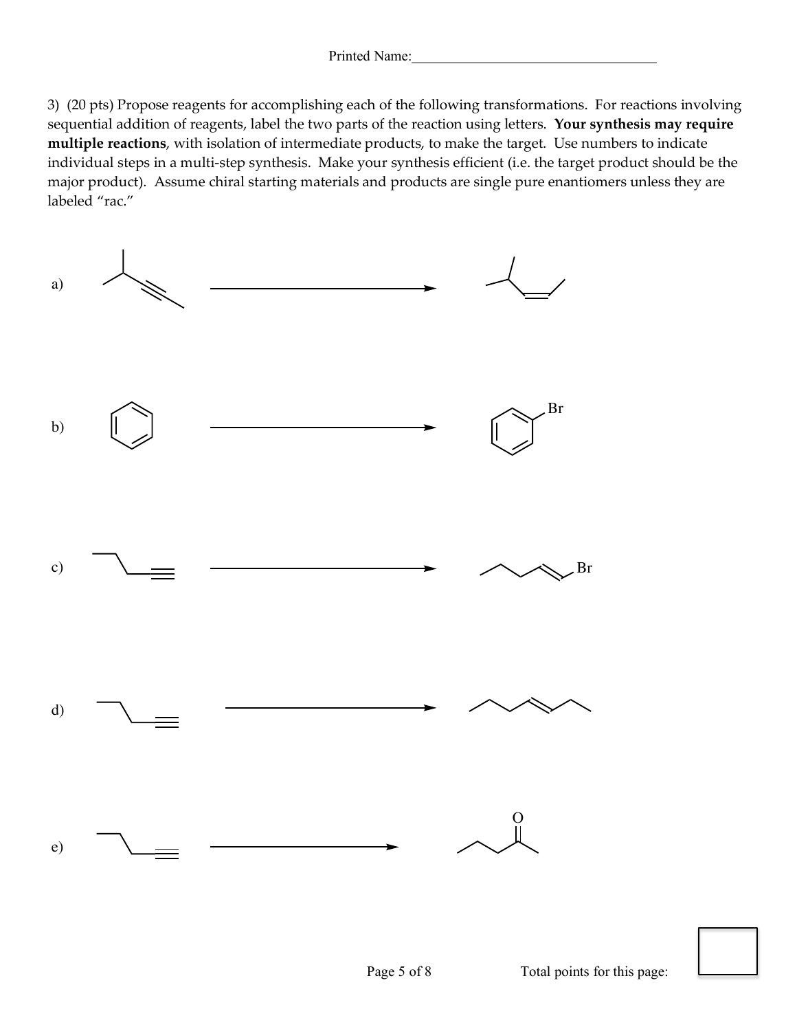Printed Name:\_\_\_\_\_\_\_\_\_\_\_\_\_\_\_\_\_\_\_\_\_\_\_\_\_\_\_\_\_\_\_\_

3) (20 pts) Propose reagents for accomplishing each of the following transformations. For reactions involving sequential addition of reagents, label the two parts of the reaction using letters. **Your synthesis may require multiple reactions**, with isolation of intermediate products, to make the target. Use numbers to indicate individual steps in a multi-step synthesis. Make your synthesis efficient (i.e. the target product should be the major product). Assume chiral starting materials and products are single pure enantiomers unless they are labeled "rac."

a)

b) Br

c) Br

d)

e) O

Total points for this page: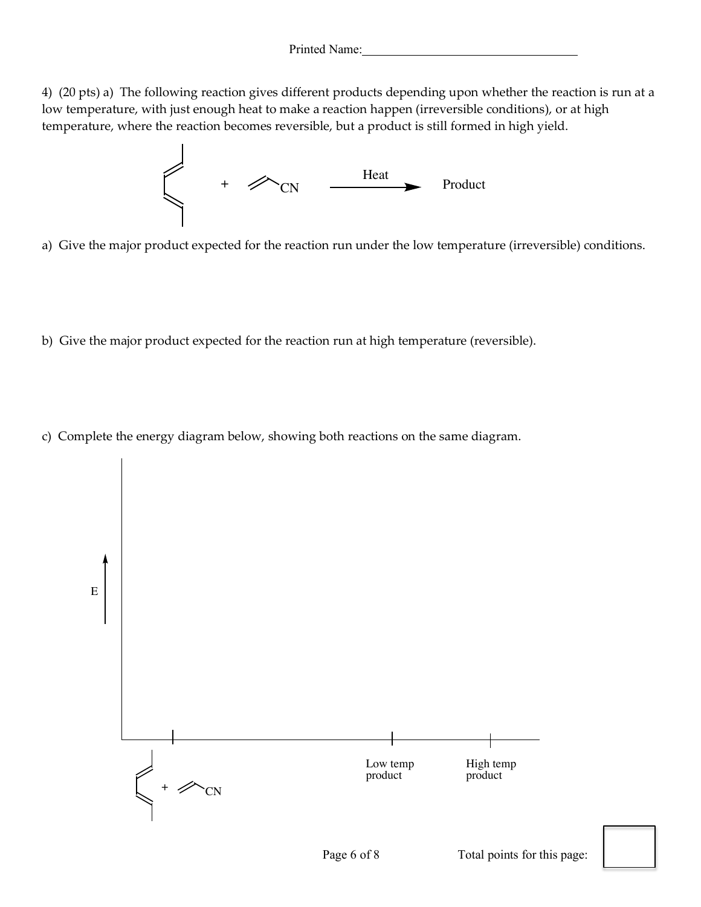Printed Name:\_\_\_\_\_\_\_\_\_\_\_\_\_\_\_\_\_\_\_\_\_\_\_\_\_\_\_\_\_\_\_\_

4) (20 pts) a) The following reaction gives different products depending upon whether the reaction is run at a low temperature, with just enough heat to make a reaction happen (irreversible conditions), or at high temperature, where the reaction becomes reversible, but a product is still formed in high yield.

+ CN —Heat→ Product

a) Give the major product expected for the reaction run under the low temperature (irreversible) conditions.

b) Give the major product expected for the reaction run at high temperature (reversible).

c) Complete the energy diagram below, showing both reactions on the same diagram.

E

+ CN

Low temp product

High temp product

Total points for this page: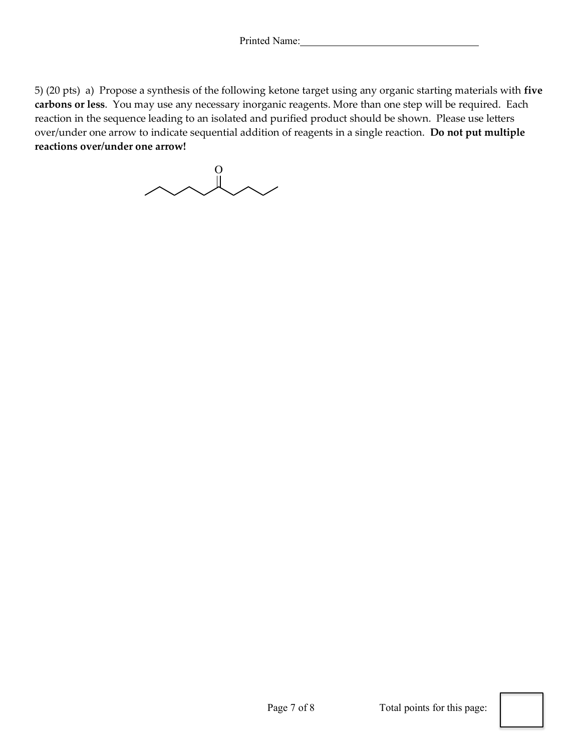Printed Name:\_\_\_\_\_\_\_\_\_\_\_\_\_\_\_\_\_\_\_\_\_\_\_\_\_\_\_\_\_\_\_\_\_\_

5) (20 pts) a) Propose a synthesis of the following ketone target using any organic starting materials with **five carbons or less**. You may use any necessary inorganic reagents. More than one step will be required. Each reaction in the sequence leading to an isolated and purified product should be shown. Please use letters over/under one arrow to indicate sequential addition of reagents in a single reaction. **Do not put multiple reactions over/under one arrow!**

Total points for this page: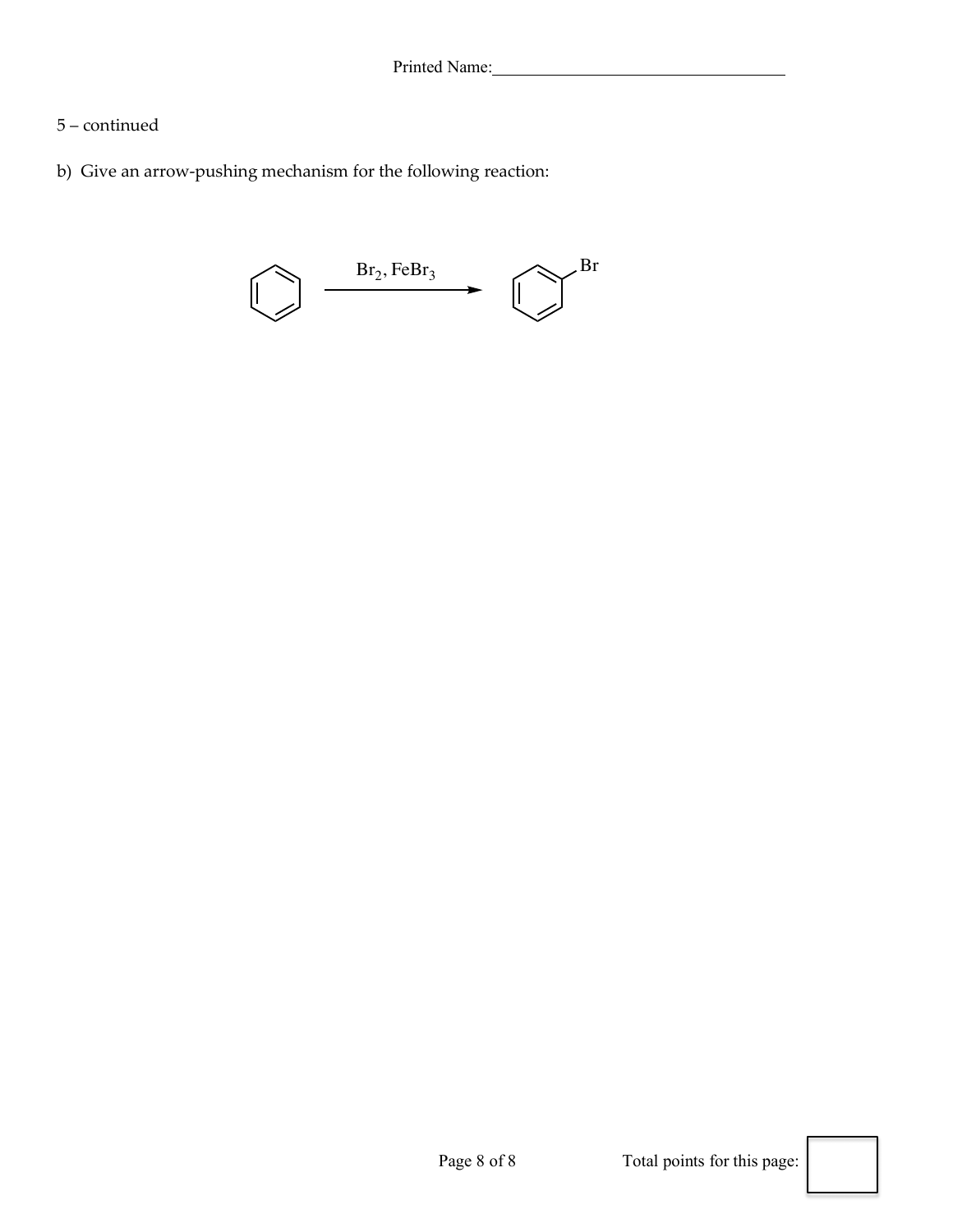Printed Name:

5 – continued

b) Give an arrow-pushing mechanism for the following reaction:

$Br_2$, $FeBr_3$

Br

Total points for this page: